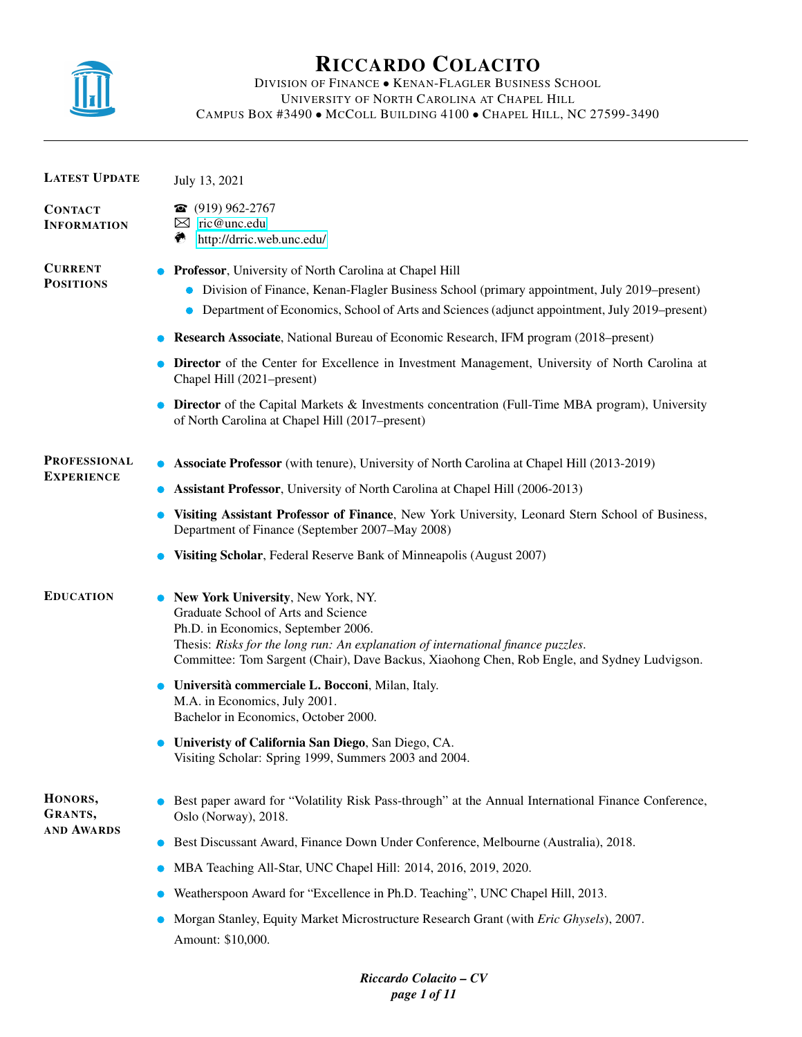# Riccardo Colacito

Division of Finance • Kenan-Flagler Business School
University of North Carolina at Chapel Hill
Campus Box #3490 • McColl Building 4100 • Chapel Hill, NC 27599-3490

---

**Latest Update**

July 13, 2021

**Contact Information**

☎ (919) 962-2767
✉ ric@unc.edu
http://drric.web.unc.edu/

**Current Positions**

- **Professor**, University of North Carolina at Chapel Hill
  - Division of Finance, Kenan-Flagler Business School (primary appointment, July 2019–present)
  - Department of Economics, School of Arts and Sciences (adjunct appointment, July 2019–present)
- **Research Associate**, National Bureau of Economic Research, IFM program (2018–present)
- **Director** of the Center for Excellence in Investment Management, University of North Carolina at Chapel Hill (2021–present)
- **Director** of the Capital Markets & Investments concentration (Full-Time MBA program), University of North Carolina at Chapel Hill (2017–present)

**Professional Experience**

- **Associate Professor** (with tenure), University of North Carolina at Chapel Hill (2013-2019)
- **Assistant Professor**, University of North Carolina at Chapel Hill (2006-2013)
- **Visiting Assistant Professor of Finance**, New York University, Leonard Stern School of Business, Department of Finance (September 2007–May 2008)
- **Visiting Scholar**, Federal Reserve Bank of Minneapolis (August 2007)

**Education**

- **New York University**, New York, NY.
  Graduate School of Arts and Science
  Ph.D. in Economics, September 2006.
  Thesis: *Risks for the long run: An explanation of international finance puzzles*.
  Committee: Tom Sargent (Chair), Dave Backus, Xiaohong Chen, Rob Engle, and Sydney Ludvigson.
- **Università commerciale L. Bocconi**, Milan, Italy.
  M.A. in Economics, July 2001.
  Bachelor in Economics, October 2000.
- **Univeristy of California San Diego**, San Diego, CA.
  Visiting Scholar: Spring 1999, Summers 2003 and 2004.

**Honors, Grants, and Awards**

- Best paper award for "Volatility Risk Pass-through" at the Annual International Finance Conference, Oslo (Norway), 2018.
- Best Discussant Award, Finance Down Under Conference, Melbourne (Australia), 2018.
- MBA Teaching All-Star, UNC Chapel Hill: 2014, 2016, 2019, 2020.
- Weatherspoon Award for "Excellence in Ph.D. Teaching", UNC Chapel Hill, 2013.
- Morgan Stanley, Equity Market Microstructure Research Grant (with *Eric Ghysels*), 2007.
  Amount: $10,000.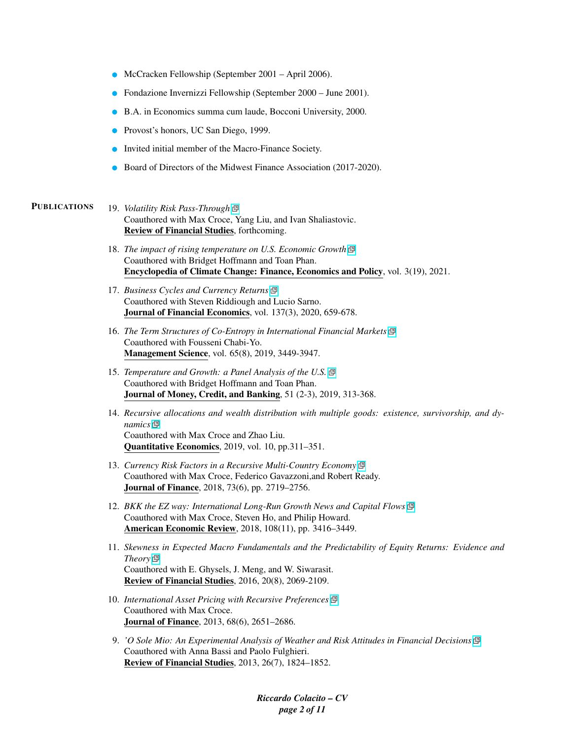- McCracken Fellowship (September 2001 – April 2006).
- Fondazione Invernizzi Fellowship (September 2000 – June 2001).
- B.A. in Economics summa cum laude, Bocconi University, 2000.
- Provost's honors, UC San Diego, 1999.
- Invited initial member of the Macro-Finance Society.
- Board of Directors of the Midwest Finance Association (2017-2020).

## PUBLICATIONS

19. *Volatility Risk Pass-Through*
    Coauthored with Max Croce, Yang Liu, and Ivan Shaliastovic.
    **Review of Financial Studies**, forthcoming.

18. *The impact of rising temperature on U.S. Economic Growth*
    Coauthored with Bridget Hoffmann and Toan Phan.
    **Encyclopedia of Climate Change: Finance, Economics and Policy**, vol. 3(19), 2021.

17. *Business Cycles and Currency Returns*
    Coauthored with Steven Riddiough and Lucio Sarno.
    **Journal of Financial Economics**, vol. 137(3), 2020, 659-678.

16. *The Term Structures of Co-Entropy in International Financial Markets*
    Coauthored with Fousseni Chabi-Yo.
    **Management Science**, vol. 65(8), 2019, 3449-3947.

15. *Temperature and Growth: a Panel Analysis of the U.S.*
    Coauthored with Bridget Hoffmann and Toan Phan.
    **Journal of Money, Credit, and Banking**, 51 (2-3), 2019, 313-368.

14. *Recursive allocations and wealth distribution with multiple goods: existence, survivorship, and dynamics*
    Coauthored with Max Croce and Zhao Liu.
    **Quantitative Economics**, 2019, vol. 10, pp.311–351.

13. *Currency Risk Factors in a Recursive Multi-Country Economy*
    Coauthored with Max Croce, Federico Gavazzoni,and Robert Ready.
    **Journal of Finance**, 2018, 73(6), pp. 2719–2756.

12. *BKK the EZ way: International Long-Run Growth News and Capital Flows*
    Coauthored with Max Croce, Steven Ho, and Philip Howard.
    **American Economic Review**, 2018, 108(11), pp. 3416–3449.

11. *Skewness in Expected Macro Fundamentals and the Predictability of Equity Returns: Evidence and Theory*
    Coauthored with E. Ghysels, J. Meng, and W. Siwarasit.
    **Review of Financial Studies**, 2016, 20(8), 2069-2109.

10. *International Asset Pricing with Recursive Preferences*
    Coauthored with Max Croce.
    **Journal of Finance**, 2013, 68(6), 2651–2686.

9. *'O Sole Mio: An Experimental Analysis of Weather and Risk Attitudes in Financial Decisions*
    Coauthored with Anna Bassi and Paolo Fulghieri.
    **Review of Financial Studies**, 2013, 26(7), 1824–1852.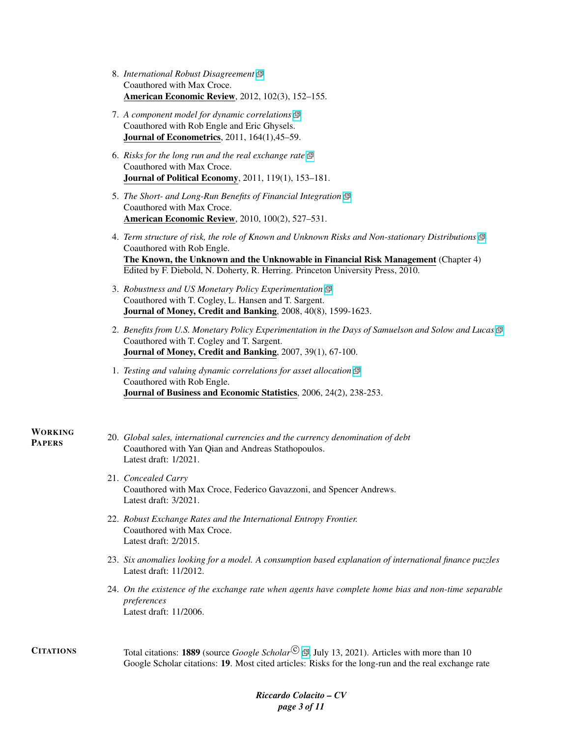8. *International Robust Disagreement*
   Coauthored with Max Croce.
   **American Economic Review**, 2012, 102(3), 152–155.

7. *A component model for dynamic correlations*
   Coauthored with Rob Engle and Eric Ghysels.
   **Journal of Econometrics**, 2011, 164(1),45–59.

6. *Risks for the long run and the real exchange rate*
   Coauthored with Max Croce.
   **Journal of Political Economy**, 2011, 119(1), 153–181.

5. *The Short- and Long-Run Benefits of Financial Integration*
   Coauthored with Max Croce.
   **American Economic Review**, 2010, 100(2), 527–531.

4. *Term structure of risk, the role of Known and Unknown Risks and Non-stationary Distributions*
   Coauthored with Rob Engle.
   **The Known, the Unknown and the Unknowable in Financial Risk Management** (Chapter 4)
   Edited by F. Diebold, N. Doherty, R. Herring. Princeton University Press, 2010.

3. *Robustness and US Monetary Policy Experimentation*
   Coauthored with T. Cogley, L. Hansen and T. Sargent.
   **Journal of Money, Credit and Banking**, 2008, 40(8), 1599-1623.

2. *Benefits from U.S. Monetary Policy Experimentation in the Days of Samuelson and Solow and Lucas*
   Coauthored with T. Cogley and T. Sargent.
   **Journal of Money, Credit and Banking**, 2007, 39(1), 67-100.

1. *Testing and valuing dynamic correlations for asset allocation*
   Coauthored with Rob Engle.
   **Journal of Business and Economic Statistics**, 2006, 24(2), 238-253.

## Working Papers

20. *Global sales, international currencies and the currency denomination of debt*
    Coauthored with Yan Qian and Andreas Stathopoulos.
    Latest draft: 1/2021.

21. *Concealed Carry*
    Coauthored with Max Croce, Federico Gavazzoni, and Spencer Andrews.
    Latest draft: 3/2021.

22. *Robust Exchange Rates and the International Entropy Frontier.*
    Coauthored with Max Croce.
    Latest draft: 2/2015.

23. *Six anomalies looking for a model. A consumption based explanation of international finance puzzles*
    Latest draft: 11/2012.

24. *On the existence of the exchange rate when agents have complete home bias and non-time separable preferences*
    Latest draft: 11/2006.

## Citations

Total citations: **1889** (source *Google Scholar*©, July 13, 2021). Articles with more than 10 Google Scholar citations: **19**. Most cited articles: Risks for the long-run and the real exchange rate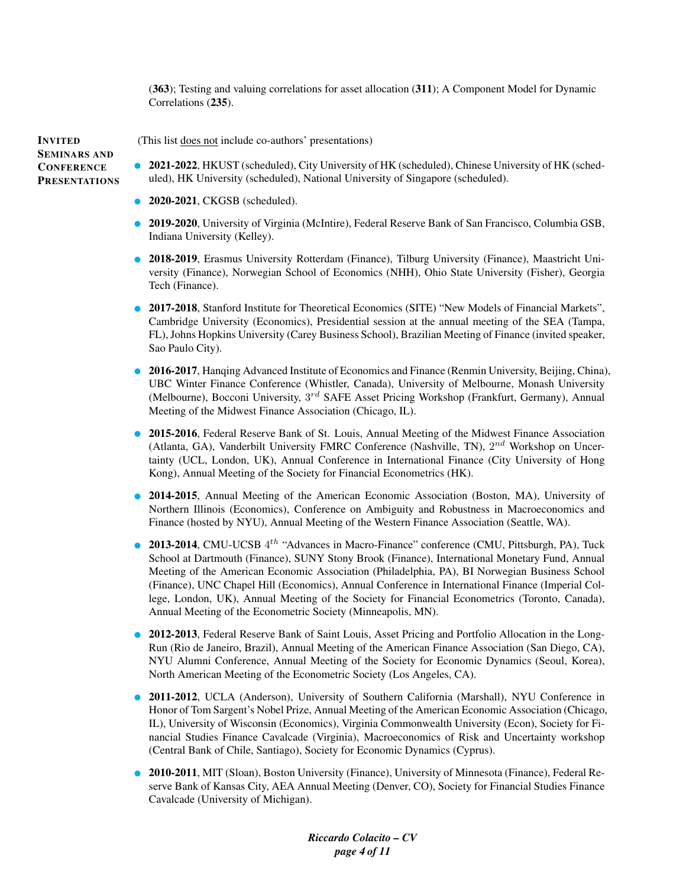(**363**); Testing and valuing correlations for asset allocation (**311**); A Component Model for Dynamic Correlations (**235**).

## Invited Seminars and Conference Presentations

(This list <u>does not</u> include co-authors' presentations)

- **2021-2022**, HKUST (scheduled), City University of HK (scheduled), Chinese University of HK (scheduled), HK University (scheduled), National University of Singapore (scheduled).
- **2020-2021**, CKGSB (scheduled).
- **2019-2020**, University of Virginia (McIntire), Federal Reserve Bank of San Francisco, Columbia GSB, Indiana University (Kelley).
- **2018-2019**, Erasmus University Rotterdam (Finance), Tilburg University (Finance), Maastricht University (Finance), Norwegian School of Economics (NHH), Ohio State University (Fisher), Georgia Tech (Finance).
- **2017-2018**, Stanford Institute for Theoretical Economics (SITE) "New Models of Financial Markets", Cambridge University (Economics), Presidential session at the annual meeting of the SEA (Tampa, FL), Johns Hopkins University (Carey Business School), Brazilian Meeting of Finance (invited speaker, Sao Paulo City).
- **2016-2017**, Hanqing Advanced Institute of Economics and Finance (Renmin University, Beijing, China), UBC Winter Finance Conference (Whistler, Canada), University of Melbourne, Monash University (Melbourne), Bocconi University, $3^{rd}$ SAFE Asset Pricing Workshop (Frankfurt, Germany), Annual Meeting of the Midwest Finance Association (Chicago, IL).
- **2015-2016**, Federal Reserve Bank of St. Louis, Annual Meeting of the Midwest Finance Association (Atlanta, GA), Vanderbilt University FMRC Conference (Nashville, TN), $2^{nd}$ Workshop on Uncertainty (UCL, London, UK), Annual Conference in International Finance (City University of Hong Kong), Annual Meeting of the Society for Financial Econometrics (HK).
- **2014-2015**, Annual Meeting of the American Economic Association (Boston, MA), University of Northern Illinois (Economics), Conference on Ambiguity and Robustness in Macroeconomics and Finance (hosted by NYU), Annual Meeting of the Western Finance Association (Seattle, WA).
- **2013-2014**, CMU-UCSB $4^{th}$ "Advances in Macro-Finance" conference (CMU, Pittsburgh, PA), Tuck School at Dartmouth (Finance), SUNY Stony Brook (Finance), International Monetary Fund, Annual Meeting of the American Economic Association (Philadelphia, PA), BI Norwegian Business School (Finance), UNC Chapel Hill (Economics), Annual Conference in International Finance (Imperial College, London, UK), Annual Meeting of the Society for Financial Econometrics (Toronto, Canada), Annual Meeting of the Econometric Society (Minneapolis, MN).
- **2012-2013**, Federal Reserve Bank of Saint Louis, Asset Pricing and Portfolio Allocation in the Long-Run (Rio de Janeiro, Brazil), Annual Meeting of the American Finance Association (San Diego, CA), NYU Alumni Conference, Annual Meeting of the Society for Economic Dynamics (Seoul, Korea), North American Meeting of the Econometric Society (Los Angeles, CA).
- **2011-2012**, UCLA (Anderson), University of Southern California (Marshall), NYU Conference in Honor of Tom Sargent's Nobel Prize, Annual Meeting of the American Economic Association (Chicago, IL), University of Wisconsin (Economics), Virginia Commonwealth University (Econ), Society for Financial Studies Finance Cavalcade (Virginia), Macroeconomics of Risk and Uncertainty workshop (Central Bank of Chile, Santiago), Society for Economic Dynamics (Cyprus).
- **2010-2011**, MIT (Sloan), Boston University (Finance), University of Minnesota (Finance), Federal Reserve Bank of Kansas City, AEA Annual Meeting (Denver, CO), Society for Financial Studies Finance Cavalcade (University of Michigan).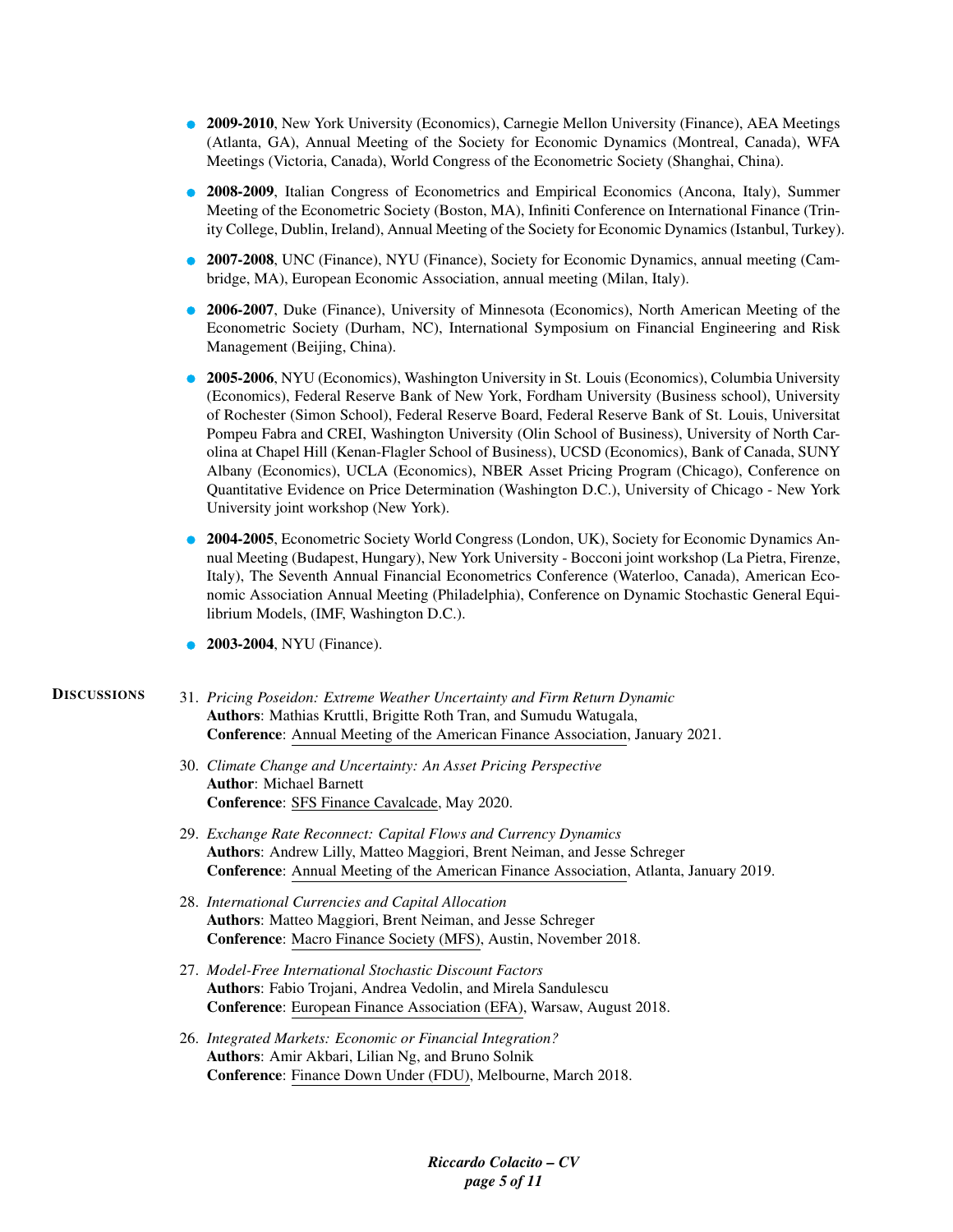- **2009-2010**, New York University (Economics), Carnegie Mellon University (Finance), AEA Meetings (Atlanta, GA), Annual Meeting of the Society for Economic Dynamics (Montreal, Canada), WFA Meetings (Victoria, Canada), World Congress of the Econometric Society (Shanghai, China).
- **2008-2009**, Italian Congress of Econometrics and Empirical Economics (Ancona, Italy), Summer Meeting of the Econometric Society (Boston, MA), Infiniti Conference on International Finance (Trinity College, Dublin, Ireland), Annual Meeting of the Society for Economic Dynamics (Istanbul, Turkey).
- **2007-2008**, UNC (Finance), NYU (Finance), Society for Economic Dynamics, annual meeting (Cambridge, MA), European Economic Association, annual meeting (Milan, Italy).
- **2006-2007**, Duke (Finance), University of Minnesota (Economics), North American Meeting of the Econometric Society (Durham, NC), International Symposium on Financial Engineering and Risk Management (Beijing, China).
- **2005-2006**, NYU (Economics), Washington University in St. Louis (Economics), Columbia University (Economics), Federal Reserve Bank of New York, Fordham University (Business school), University of Rochester (Simon School), Federal Reserve Board, Federal Reserve Bank of St. Louis, Universitat Pompeu Fabra and CREI, Washington University (Olin School of Business), University of North Carolina at Chapel Hill (Kenan-Flagler School of Business), UCSD (Economics), Bank of Canada, SUNY Albany (Economics), UCLA (Economics), NBER Asset Pricing Program (Chicago), Conference on Quantitative Evidence on Price Determination (Washington D.C.), University of Chicago - New York University joint workshop (New York).
- **2004-2005**, Econometric Society World Congress (London, UK), Society for Economic Dynamics Annual Meeting (Budapest, Hungary), New York University - Bocconi joint workshop (La Pietra, Firenze, Italy), The Seventh Annual Financial Econometrics Conference (Waterloo, Canada), American Economic Association Annual Meeting (Philadelphia), Conference on Dynamic Stochastic General Equilibrium Models, (IMF, Washington D.C.).
- **2003-2004**, NYU (Finance).

## DISCUSSIONS

31. *Pricing Poseidon: Extreme Weather Uncertainty and Firm Return Dynamic*
    **Authors**: Mathias Kruttli, Brigitte Roth Tran, and Sumudu Watugala,
    **Conference**: Annual Meeting of the American Finance Association, January 2021.

30. *Climate Change and Uncertainty: An Asset Pricing Perspective*
    **Author**: Michael Barnett
    **Conference**: SFS Finance Cavalcade, May 2020.

29. *Exchange Rate Reconnect: Capital Flows and Currency Dynamics*
    **Authors**: Andrew Lilly, Matteo Maggiori, Brent Neiman, and Jesse Schreger
    **Conference**: Annual Meeting of the American Finance Association, Atlanta, January 2019.

28. *International Currencies and Capital Allocation*
    **Authors**: Matteo Maggiori, Brent Neiman, and Jesse Schreger
    **Conference**: Macro Finance Society (MFS), Austin, November 2018.

27. *Model-Free International Stochastic Discount Factors*
    **Authors**: Fabio Trojani, Andrea Vedolin, and Mirela Sandulescu
    **Conference**: European Finance Association (EFA), Warsaw, August 2018.

26. *Integrated Markets: Economic or Financial Integration?*
    **Authors**: Amir Akbari, Lilian Ng, and Bruno Solnik
    **Conference**: Finance Down Under (FDU), Melbourne, March 2018.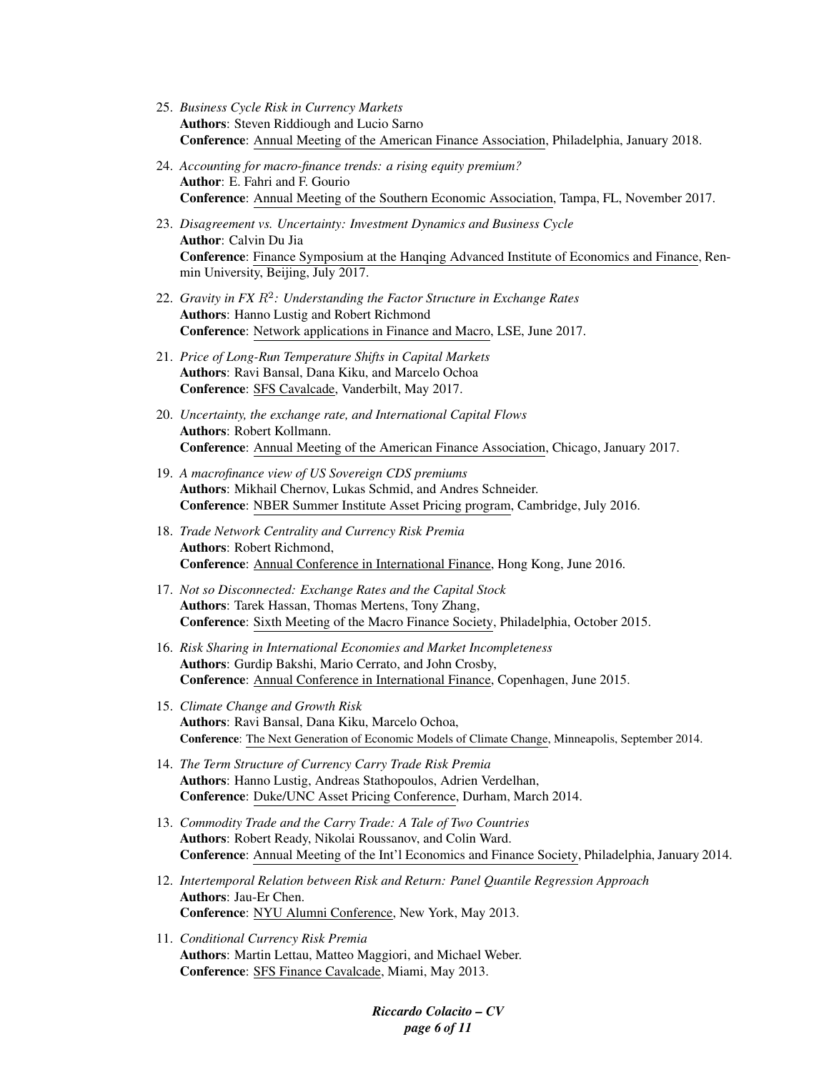25. *Business Cycle Risk in Currency Markets*
    **Authors**: Steven Riddiough and Lucio Sarno
    **Conference**: Annual Meeting of the American Finance Association, Philadelphia, January 2018.

24. *Accounting for macro-finance trends: a rising equity premium?*
    **Author**: E. Fahri and F. Gourio
    **Conference**: Annual Meeting of the Southern Economic Association, Tampa, FL, November 2017.

23. *Disagreement vs. Uncertainty: Investment Dynamics and Business Cycle*
    **Author**: Calvin Du Jia
    **Conference**: Finance Symposium at the Hanqing Advanced Institute of Economics and Finance, Renmin University, Beijing, July 2017.

22. *Gravity in FX $R^2$: Understanding the Factor Structure in Exchange Rates*
    **Authors**: Hanno Lustig and Robert Richmond
    **Conference**: Network applications in Finance and Macro, LSE, June 2017.

21. *Price of Long-Run Temperature Shifts in Capital Markets*
    **Authors**: Ravi Bansal, Dana Kiku, and Marcelo Ochoa
    **Conference**: SFS Cavalcade, Vanderbilt, May 2017.

20. *Uncertainty, the exchange rate, and International Capital Flows*
    **Authors**: Robert Kollmann.
    **Conference**: Annual Meeting of the American Finance Association, Chicago, January 2017.

19. *A macrofinance view of US Sovereign CDS premiums*
    **Authors**: Mikhail Chernov, Lukas Schmid, and Andres Schneider.
    **Conference**: NBER Summer Institute Asset Pricing program, Cambridge, July 2016.

18. *Trade Network Centrality and Currency Risk Premia*
    **Authors**: Robert Richmond,
    **Conference**: Annual Conference in International Finance, Hong Kong, June 2016.

17. *Not so Disconnected: Exchange Rates and the Capital Stock*
    **Authors**: Tarek Hassan, Thomas Mertens, Tony Zhang,
    **Conference**: Sixth Meeting of the Macro Finance Society, Philadelphia, October 2015.

16. *Risk Sharing in International Economies and Market Incompleteness*
    **Authors**: Gurdip Bakshi, Mario Cerrato, and John Crosby,
    **Conference**: Annual Conference in International Finance, Copenhagen, June 2015.

15. *Climate Change and Growth Risk*
    **Authors**: Ravi Bansal, Dana Kiku, Marcelo Ochoa,
    **Conference**: The Next Generation of Economic Models of Climate Change, Minneapolis, September 2014.

14. *The Term Structure of Currency Carry Trade Risk Premia*
    **Authors**: Hanno Lustig, Andreas Stathopoulos, Adrien Verdelhan,
    **Conference**: Duke/UNC Asset Pricing Conference, Durham, March 2014.

13. *Commodity Trade and the Carry Trade: A Tale of Two Countries*
    **Authors**: Robert Ready, Nikolai Roussanov, and Colin Ward.
    **Conference**: Annual Meeting of the Int'l Economics and Finance Society, Philadelphia, January 2014.

12. *Intertemporal Relation between Risk and Return: Panel Quantile Regression Approach*
    **Authors**: Jau-Er Chen.
    **Conference**: NYU Alumni Conference, New York, May 2013.

11. *Conditional Currency Risk Premia*
    **Authors**: Martin Lettau, Matteo Maggiori, and Michael Weber.
    **Conference**: SFS Finance Cavalcade, Miami, May 2013.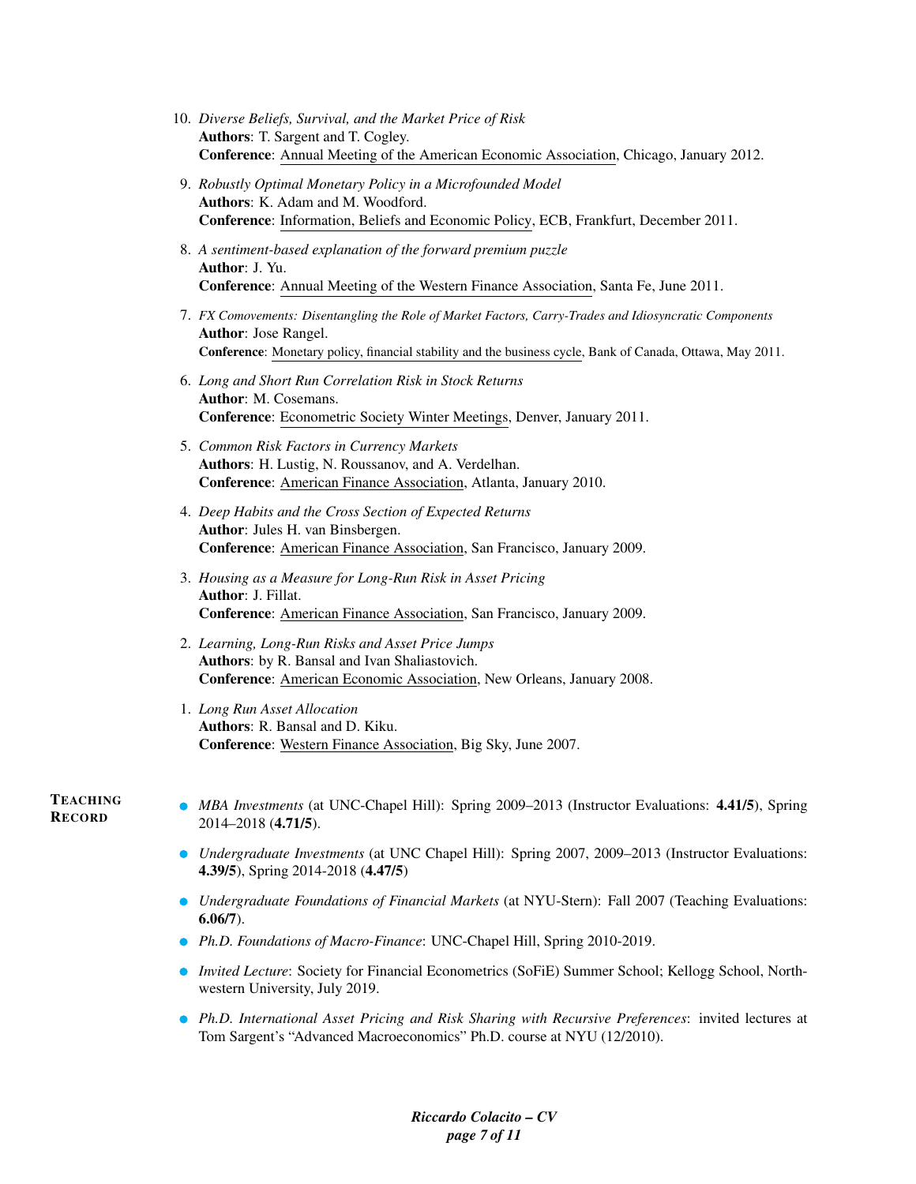10. *Diverse Beliefs, Survival, and the Market Price of Risk*
    **Authors**: T. Sargent and T. Cogley.
    **Conference**: Annual Meeting of the American Economic Association, Chicago, January 2012.

9. *Robustly Optimal Monetary Policy in a Microfounded Model*
   **Authors**: K. Adam and M. Woodford.
   **Conference**: Information, Beliefs and Economic Policy, ECB, Frankfurt, December 2011.

8. *A sentiment-based explanation of the forward premium puzzle*
   **Author**: J. Yu.
   **Conference**: Annual Meeting of the Western Finance Association, Santa Fe, June 2011.

7. *FX Comovements: Disentangling the Role of Market Factors, Carry-Trades and Idiosyncratic Components*
   **Author**: Jose Rangel.
   **Conference**: Monetary policy, financial stability and the business cycle, Bank of Canada, Ottawa, May 2011.

6. *Long and Short Run Correlation Risk in Stock Returns*
   **Author**: M. Cosemans.
   **Conference**: Econometric Society Winter Meetings, Denver, January 2011.

5. *Common Risk Factors in Currency Markets*
   **Authors**: H. Lustig, N. Roussanov, and A. Verdelhan.
   **Conference**: American Finance Association, Atlanta, January 2010.

4. *Deep Habits and the Cross Section of Expected Returns*
   **Author**: Jules H. van Binsbergen.
   **Conference**: American Finance Association, San Francisco, January 2009.

3. *Housing as a Measure for Long-Run Risk in Asset Pricing*
   **Author**: J. Fillat.
   **Conference**: American Finance Association, San Francisco, January 2009.

2. *Learning, Long-Run Risks and Asset Price Jumps*
   **Authors**: by R. Bansal and Ivan Shaliastovich.
   **Conference**: American Economic Association, New Orleans, January 2008.

1. *Long Run Asset Allocation*
   **Authors**: R. Bansal and D. Kiku.
   **Conference**: Western Finance Association, Big Sky, June 2007.

## Teaching Record

- *MBA Investments* (at UNC-Chapel Hill): Spring 2009–2013 (Instructor Evaluations: **4.41/5**), Spring 2014–2018 (**4.71/5**).
- *Undergraduate Investments* (at UNC Chapel Hill): Spring 2007, 2009–2013 (Instructor Evaluations: **4.39/5**), Spring 2014-2018 (**4.47/5**)
- *Undergraduate Foundations of Financial Markets* (at NYU-Stern): Fall 2007 (Teaching Evaluations: **6.06/7**).
- *Ph.D. Foundations of Macro-Finance*: UNC-Chapel Hill, Spring 2010-2019.
- *Invited Lecture*: Society for Financial Econometrics (SoFiE) Summer School; Kellogg School, Northwestern University, July 2019.
- *Ph.D. International Asset Pricing and Risk Sharing with Recursive Preferences*: invited lectures at Tom Sargent's "Advanced Macroeconomics" Ph.D. course at NYU (12/2010).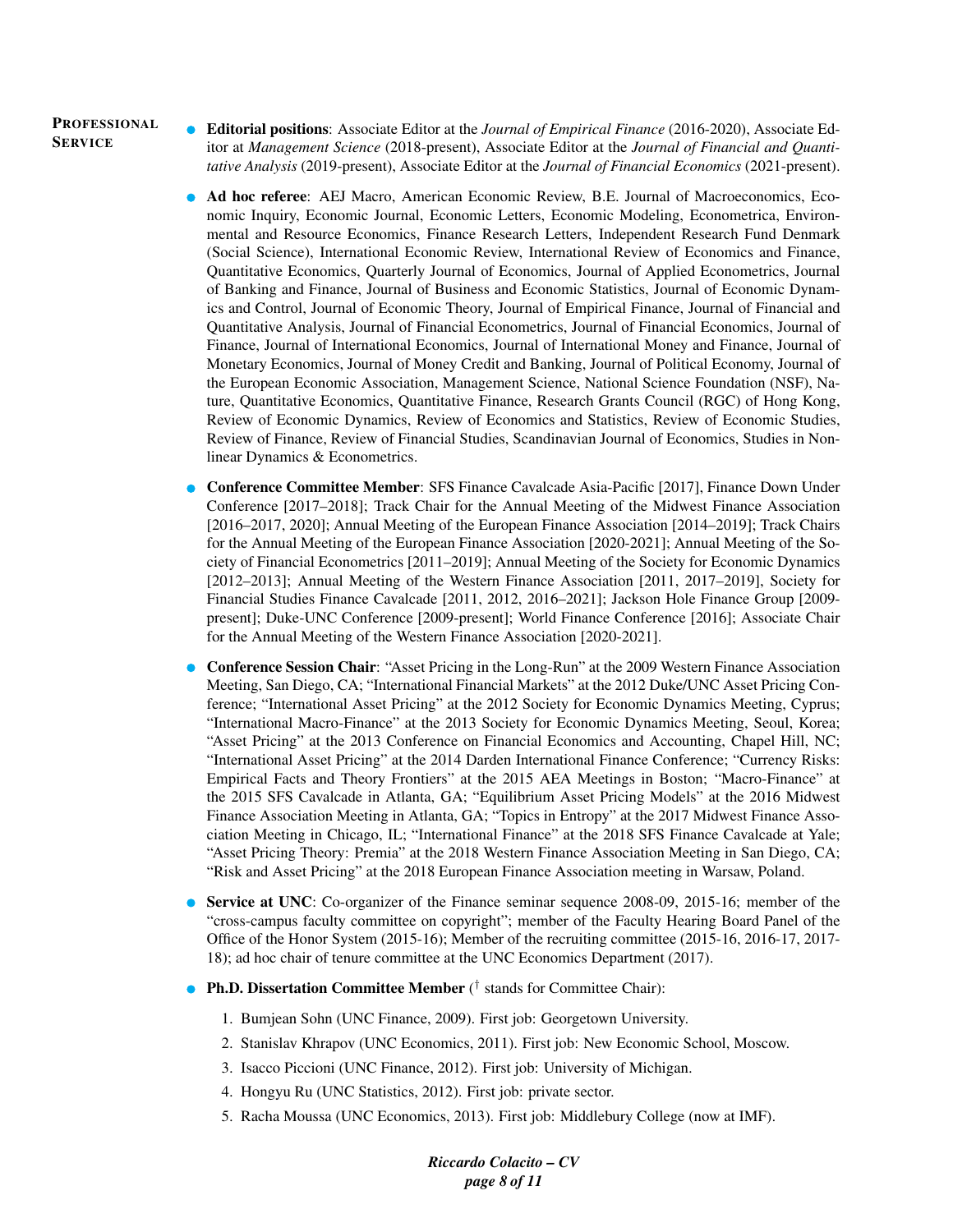## Professional Service

- **Editorial positions**: Associate Editor at the *Journal of Empirical Finance* (2016-2020), Associate Editor at *Management Science* (2018-present), Associate Editor at the *Journal of Financial and Quantitative Analysis* (2019-present), Associate Editor at the *Journal of Financial Economics* (2021-present).

- **Ad hoc referee**: AEJ Macro, American Economic Review, B.E. Journal of Macroeconomics, Economic Inquiry, Economic Journal, Economic Letters, Economic Modeling, Econometrica, Environmental and Resource Economics, Finance Research Letters, Independent Research Fund Denmark (Social Science), International Economic Review, International Review of Economics and Finance, Quantitative Economics, Quarterly Journal of Economics, Journal of Applied Econometrics, Journal of Banking and Finance, Journal of Business and Economic Statistics, Journal of Economic Dynamics and Control, Journal of Economic Theory, Journal of Empirical Finance, Journal of Financial and Quantitative Analysis, Journal of Financial Econometrics, Journal of Financial Economics, Journal of Finance, Journal of International Economics, Journal of International Money and Finance, Journal of Monetary Economics, Journal of Money Credit and Banking, Journal of Political Economy, Journal of the European Economic Association, Management Science, National Science Foundation (NSF), Nature, Quantitative Economics, Quantitative Finance, Research Grants Council (RGC) of Hong Kong, Review of Economic Dynamics, Review of Economics and Statistics, Review of Economic Studies, Review of Finance, Review of Financial Studies, Scandinavian Journal of Economics, Studies in Nonlinear Dynamics & Econometrics.

- **Conference Committee Member**: SFS Finance Cavalcade Asia-Pacific [2017], Finance Down Under Conference [2017–2018]; Track Chair for the Annual Meeting of the Midwest Finance Association [2016–2017, 2020]; Annual Meeting of the European Finance Association [2014–2019]; Track Chairs for the Annual Meeting of the European Finance Association [2020-2021]; Annual Meeting of the Society of Financial Econometrics [2011–2019]; Annual Meeting of the Society for Economic Dynamics [2012–2013]; Annual Meeting of the Western Finance Association [2011, 2017–2019], Society for Financial Studies Finance Cavalcade [2011, 2012, 2016–2021]; Jackson Hole Finance Group [2009-present]; Duke-UNC Conference [2009-present]; World Finance Conference [2016]; Associate Chair for the Annual Meeting of the Western Finance Association [2020-2021].

- **Conference Session Chair**: "Asset Pricing in the Long-Run" at the 2009 Western Finance Association Meeting, San Diego, CA; "International Financial Markets" at the 2012 Duke/UNC Asset Pricing Conference; "International Asset Pricing" at the 2012 Society for Economic Dynamics Meeting, Cyprus; "International Macro-Finance" at the 2013 Society for Economic Dynamics Meeting, Seoul, Korea; "Asset Pricing" at the 2013 Conference on Financial Economics and Accounting, Chapel Hill, NC; "International Asset Pricing" at the 2014 Darden International Finance Conference; "Currency Risks: Empirical Facts and Theory Frontiers" at the 2015 AEA Meetings in Boston; "Macro-Finance" at the 2015 SFS Cavalcade in Atlanta, GA; "Equilibrium Asset Pricing Models" at the 2016 Midwest Finance Association Meeting in Atlanta, GA; "Topics in Entropy" at the 2017 Midwest Finance Association Meeting in Chicago, IL; "International Finance" at the 2018 SFS Finance Cavalcade at Yale; "Asset Pricing Theory: Premia" at the 2018 Western Finance Association Meeting in San Diego, CA; "Risk and Asset Pricing" at the 2018 European Finance Association meeting in Warsaw, Poland.

- **Service at UNC**: Co-organizer of the Finance seminar sequence 2008-09, 2015-16; member of the "cross-campus faculty committee on copyright"; member of the Faculty Hearing Board Panel of the Office of the Honor System (2015-16); Member of the recruiting committee (2015-16, 2016-17, 2017-18); ad hoc chair of tenure committee at the UNC Economics Department (2017).

- **Ph.D. Dissertation Committee Member** († stands for Committee Chair):

  1. Bumjean Sohn (UNC Finance, 2009). First job: Georgetown University.
  2. Stanislav Khrapov (UNC Economics, 2011). First job: New Economic School, Moscow.
  3. Isacco Piccioni (UNC Finance, 2012). First job: University of Michigan.
  4. Hongyu Ru (UNC Statistics, 2012). First job: private sector.
  5. Racha Moussa (UNC Economics, 2013). First job: Middlebury College (now at IMF).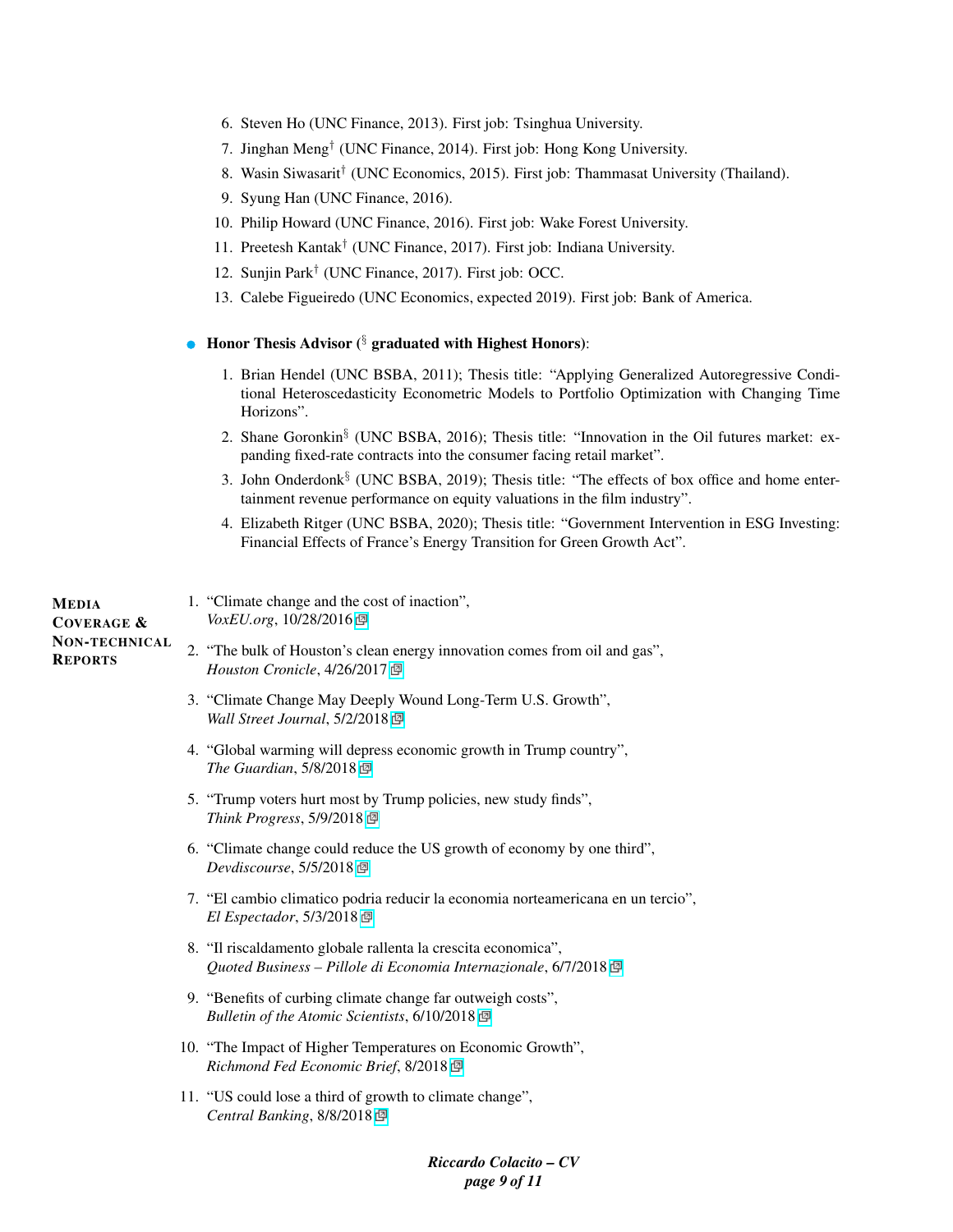6. Steven Ho (UNC Finance, 2013). First job: Tsinghua University.
7. Jinghan Meng[†] (UNC Finance, 2014). First job: Hong Kong University.
8. Wasin Siwasarit[†] (UNC Economics, 2015). First job: Thammasat University (Thailand).
9. Syung Han (UNC Finance, 2016).
10. Philip Howard (UNC Finance, 2016). First job: Wake Forest University.
11. Preetesh Kantak[†] (UNC Finance, 2017). First job: Indiana University.
12. Sunjin Park[†] (UNC Finance, 2017). First job: OCC.
13. Calebe Figueiredo (UNC Economics, expected 2019). First job: Bank of America.

- **Honor Thesis Advisor ([§] graduated with Highest Honors)**:

1. Brian Hendel (UNC BSBA, 2011); Thesis title: "Applying Generalized Autoregressive Conditional Heteroscedasticity Econometric Models to Portfolio Optimization with Changing Time Horizons".
2. Shane Goronkin[§] (UNC BSBA, 2016); Thesis title: "Innovation in the Oil futures market: expanding fixed-rate contracts into the consumer facing retail market".
3. John Onderdonk[§] (UNC BSBA, 2019); Thesis title: "The effects of box office and home entertainment revenue performance on equity valuations in the film industry".
4. Elizabeth Ritger (UNC BSBA, 2020); Thesis title: "Government Intervention in ESG Investing: Financial Effects of France's Energy Transition for Green Growth Act".

## Media Coverage & Non-technical Reports

1. "Climate change and the cost of inaction",
   *VoxEU.org*, 10/28/2016
2. "The bulk of Houston's clean energy innovation comes from oil and gas",
   *Houston Cronicle*, 4/26/2017
3. "Climate Change May Deeply Wound Long-Term U.S. Growth",
   *Wall Street Journal*, 5/2/2018
4. "Global warming will depress economic growth in Trump country",
   *The Guardian*, 5/8/2018
5. "Trump voters hurt most by Trump policies, new study finds",
   *Think Progress*, 5/9/2018
6. "Climate change could reduce the US growth of economy by one third",
   *Devdiscourse*, 5/5/2018
7. "El cambio climatico podria reducir la economia norteamericana en un tercio",
   *El Espectador*, 5/3/2018
8. "Il riscaldamento globale rallenta la crescita economica",
   *Quoted Business – Pillole di Economia Internazionale*, 6/7/2018
9. "Benefits of curbing climate change far outweigh costs",
   *Bulletin of the Atomic Scientists*, 6/10/2018
10. "The Impact of Higher Temperatures on Economic Growth",
    *Richmond Fed Economic Brief*, 8/2018
11. "US could lose a third of growth to climate change",
    *Central Banking*, 8/8/2018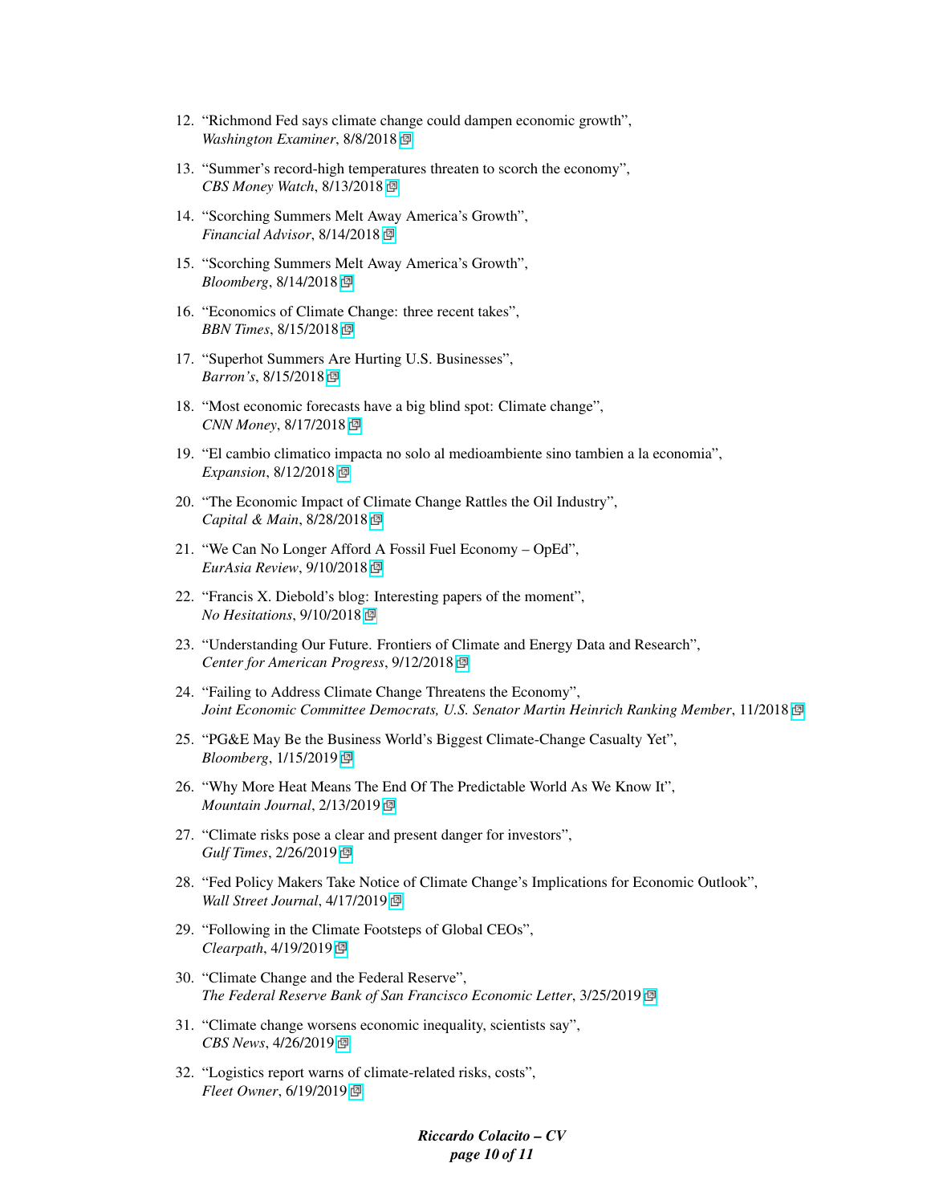12. "Richmond Fed says climate change could dampen economic growth", *Washington Examiner*, 8/8/2018
13. "Summer's record-high temperatures threaten to scorch the economy", *CBS Money Watch*, 8/13/2018
14. "Scorching Summers Melt Away America's Growth", *Financial Advisor*, 8/14/2018
15. "Scorching Summers Melt Away America's Growth", *Bloomberg*, 8/14/2018
16. "Economics of Climate Change: three recent takes", *BBN Times*, 8/15/2018
17. "Superhot Summers Are Hurting U.S. Businesses", *Barron's*, 8/15/2018
18. "Most economic forecasts have a big blind spot: Climate change", *CNN Money*, 8/17/2018
19. "El cambio climatico impacta no solo al medioambiente sino tambien a la economia", *Expansion*, 8/12/2018
20. "The Economic Impact of Climate Change Rattles the Oil Industry", *Capital & Main*, 8/28/2018
21. "We Can No Longer Afford A Fossil Fuel Economy – OpEd", *EurAsia Review*, 9/10/2018
22. "Francis X. Diebold's blog: Interesting papers of the moment", *No Hesitations*, 9/10/2018
23. "Understanding Our Future. Frontiers of Climate and Energy Data and Research", *Center for American Progress*, 9/12/2018
24. "Failing to Address Climate Change Threatens the Economy", *Joint Economic Committee Democrats, U.S. Senator Martin Heinrich Ranking Member*, 11/2018
25. "PG&E May Be the Business World's Biggest Climate-Change Casualty Yet", *Bloomberg*, 1/15/2019
26. "Why More Heat Means The End Of The Predictable World As We Know It", *Mountain Journal*, 2/13/2019
27. "Climate risks pose a clear and present danger for investors", *Gulf Times*, 2/26/2019
28. "Fed Policy Makers Take Notice of Climate Change's Implications for Economic Outlook", *Wall Street Journal*, 4/17/2019
29. "Following in the Climate Footsteps of Global CEOs", *Clearpath*, 4/19/2019
30. "Climate Change and the Federal Reserve", *The Federal Reserve Bank of San Francisco Economic Letter*, 3/25/2019
31. "Climate change worsens economic inequality, scientists say", *CBS News*, 4/26/2019
32. "Logistics report warns of climate-related risks, costs", *Fleet Owner*, 6/19/2019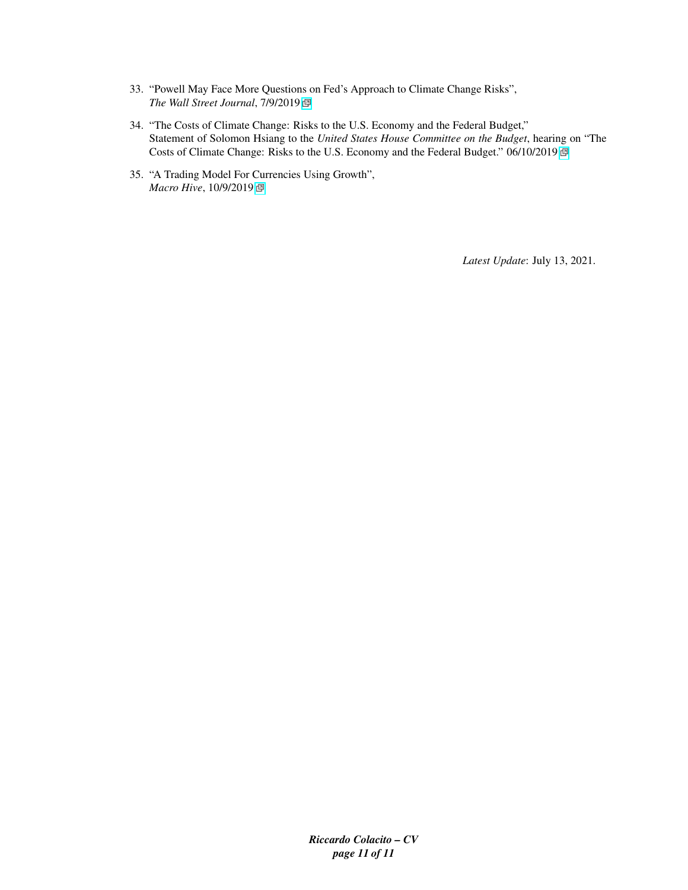33. "Powell May Face More Questions on Fed's Approach to Climate Change Risks",
    *The Wall Street Journal*, 7/9/2019

34. "The Costs of Climate Change: Risks to the U.S. Economy and the Federal Budget,"
    Statement of Solomon Hsiang to the *United States House Committee on the Budget*, hearing on "The Costs of Climate Change: Risks to the U.S. Economy and the Federal Budget." 06/10/2019

35. "A Trading Model For Currencies Using Growth",
    *Macro Hive*, 10/9/2019

*Latest Update*: July 13, 2021.